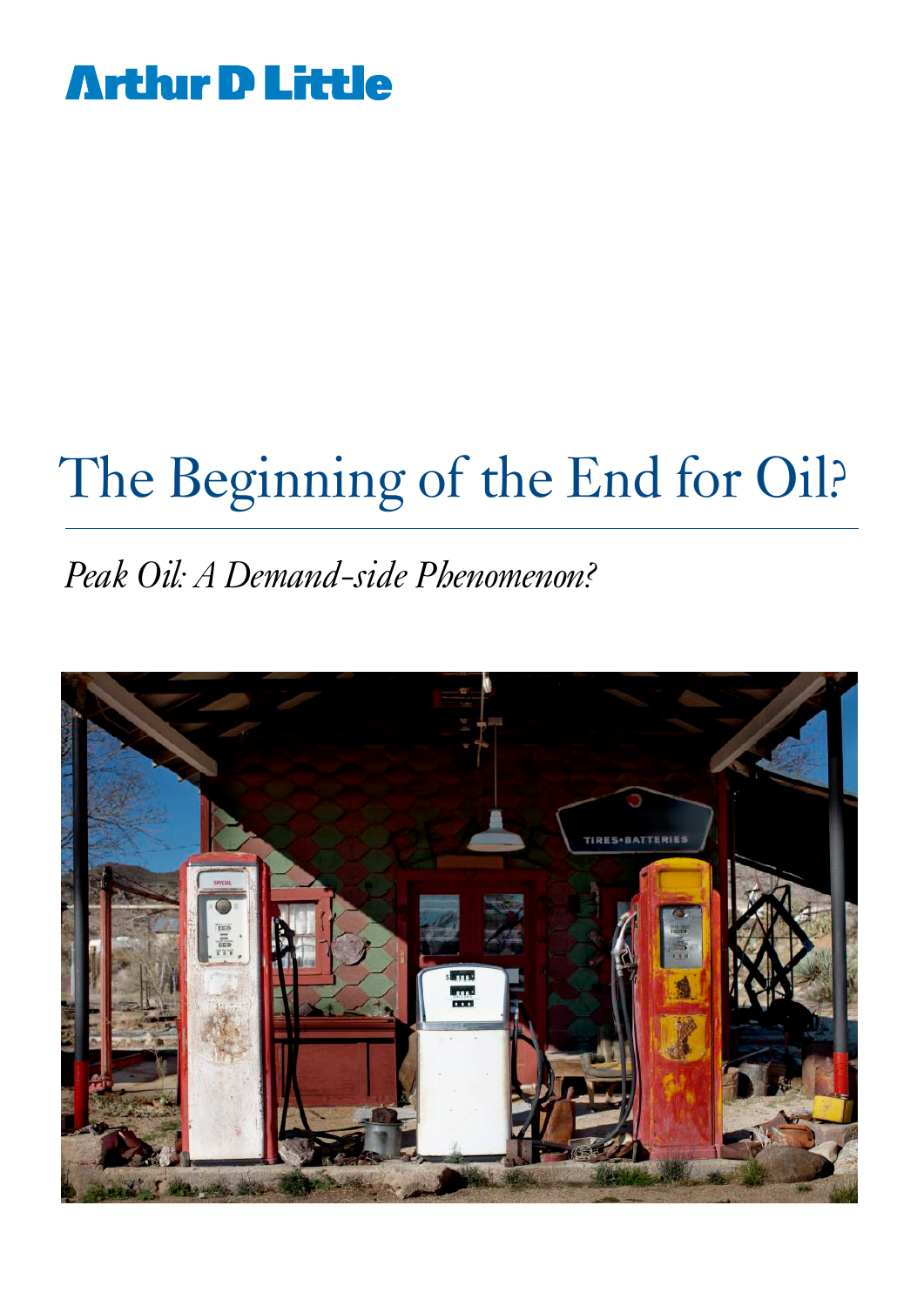Arthur D Little

# The Beginning of the End for Oil?

*Peak Oil: A Demand-side Phenomenon?*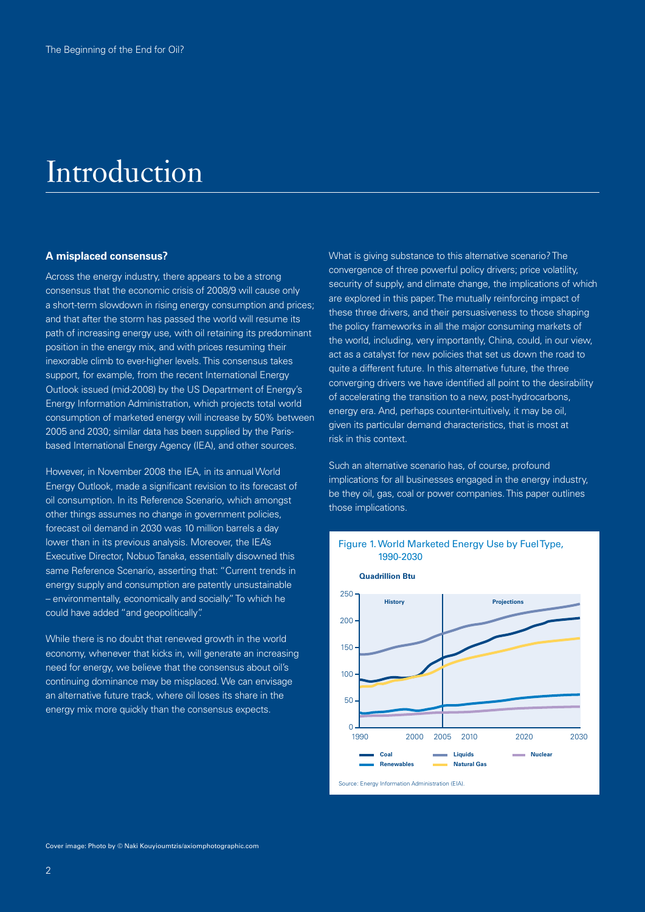# Introduction

### A misplaced consensus?

Across the energy industry, there appears to be a strong consensus that the economic crisis of 2008/9 will cause only a short-term slowdown in rising energy consumption and prices; and that after the storm has passed the world will resume its path of increasing energy use, with oil retaining its predominant position in the energy mix, and with prices resuming their inexorable climb to ever-higher levels. This consensus takes support, for example, from the recent International Energy Outlook issued (mid-2008) by the US Department of Energy's Energy Information Administration, which projects total world consumption of marketed energy will increase by 50% between 2005 and 2030; similar data has been supplied by the Paris-based International Energy Agency (IEA), and other sources.

However, in November 2008 the IEA, in its annual World Energy Outlook, made a significant revision to its forecast of oil consumption. In its Reference Scenario, which amongst other things assumes no change in government policies, forecast oil demand in 2030 was 10 million barrels a day lower than in its previous analysis. Moreover, the IEA's Executive Director, Nobuo Tanaka, essentially disowned this same Reference Scenario, asserting that: "Current trends in energy supply and consumption are patently unsustainable – environmentally, economically and socially." To which he could have added "and geopolitically".

While there is no doubt that renewed growth in the world economy, whenever that kicks in, will generate an increasing need for energy, we believe that the consensus about oil's continuing dominance may be misplaced. We can envisage an alternative future track, where oil loses its share in the energy mix more quickly than the consensus expects.

What is giving substance to this alternative scenario? The convergence of three powerful policy drivers; price volatility, security of supply, and climate change, the implications of which are explored in this paper. The mutually reinforcing impact of these three drivers, and their persuasiveness to those shaping the policy frameworks in all the major consuming markets of the world, including, very importantly, China, could, in our view, act as a catalyst for new policies that set us down the road to quite a different future. In this alternative future, the three converging drivers we have identified all point to the desirability of accelerating the transition to a new, post-hydrocarbons, energy era. And, perhaps counter-intuitively, it may be oil, given its particular demand characteristics, that is most at risk in this context.

Such an alternative scenario has, of course, profound implications for all businesses engaged in the energy industry, be they oil, gas, coal or power companies. This paper outlines those implications.

Figure 1. World Marketed Energy Use by Fuel Type, 1990-2030

Source: Energy Information Administration (EIA).

Cover image: Photo by © Naki Kouyioumtzis/axiomphotographic.com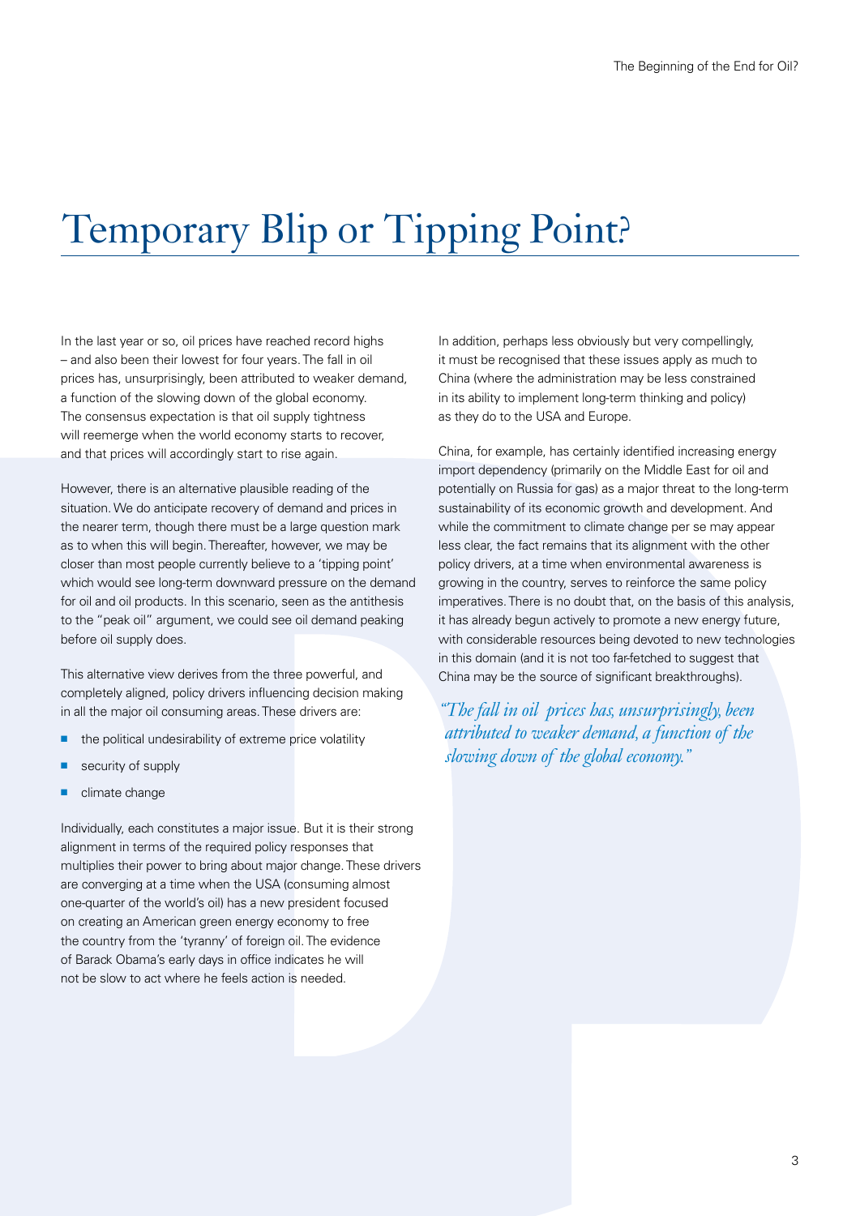# Temporary Blip or Tipping Point?

In the last year or so, oil prices have reached record highs – and also been their lowest for four years. The fall in oil prices has, unsurprisingly, been attributed to weaker demand, a function of the slowing down of the global economy. The consensus expectation is that oil supply tightness will reemerge when the world economy starts to recover, and that prices will accordingly start to rise again.

However, there is an alternative plausible reading of the situation. We do anticipate recovery of demand and prices in the nearer term, though there must be a large question mark as to when this will begin. Thereafter, however, we may be closer than most people currently believe to a 'tipping point' which would see long-term downward pressure on the demand for oil and oil products. In this scenario, seen as the antithesis to the "peak oil" argument, we could see oil demand peaking before oil supply does.

This alternative view derives from the three powerful, and completely aligned, policy drivers influencing decision making in all the major oil consuming areas. These drivers are:

- the political undesirability of extreme price volatility
- security of supply
- climate change

Individually, each constitutes a major issue. But it is their strong alignment in terms of the required policy responses that multiplies their power to bring about major change. These drivers are converging at a time when the USA (consuming almost one-quarter of the world's oil) has a new president focused on creating an American green energy economy to free the country from the 'tyranny' of foreign oil. The evidence of Barack Obama's early days in office indicates he will not be slow to act where he feels action is needed.

In addition, perhaps less obviously but very compellingly, it must be recognised that these issues apply as much to China (where the administration may be less constrained in its ability to implement long-term thinking and policy) as they do to the USA and Europe.

China, for example, has certainly identified increasing energy import dependency (primarily on the Middle East for oil and potentially on Russia for gas) as a major threat to the long-term sustainability of its economic growth and development. And while the commitment to climate change per se may appear less clear, the fact remains that its alignment with the other policy drivers, at a time when environmental awareness is growing in the country, serves to reinforce the same policy imperatives. There is no doubt that, on the basis of this analysis, it has already begun actively to promote a new energy future, with considerable resources being devoted to new technologies in this domain (and it is not too far-fetched to suggest that China may be the source of significant breakthroughs).

*"The fall in oil prices has, unsurprisingly, been attributed to weaker demand, a function of the slowing down of the global economy."*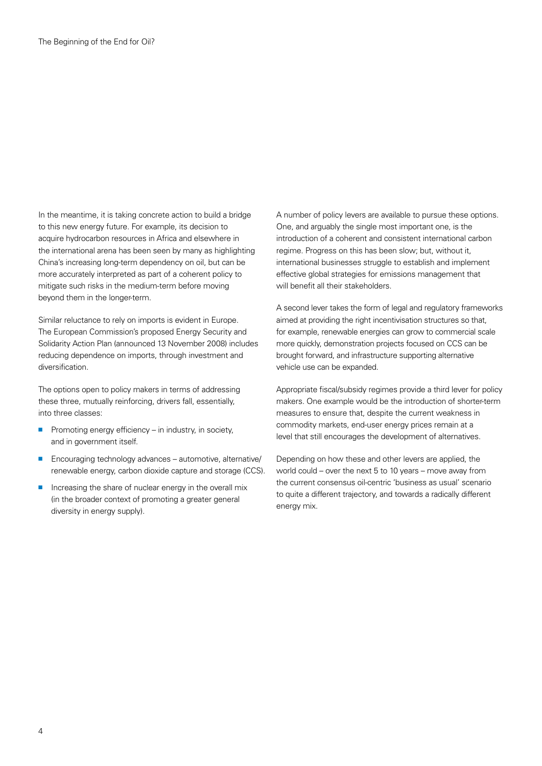In the meantime, it is taking concrete action to build a bridge to this new energy future. For example, its decision to acquire hydrocarbon resources in Africa and elsewhere in the international arena has been seen by many as highlighting China's increasing long-term dependency on oil, but can be more accurately interpreted as part of a coherent policy to mitigate such risks in the medium-term before moving beyond them in the longer-term.

Similar reluctance to rely on imports is evident in Europe. The European Commission's proposed Energy Security and Solidarity Action Plan (announced 13 November 2008) includes reducing dependence on imports, through investment and diversification.

The options open to policy makers in terms of addressing these three, mutually reinforcing, drivers fall, essentially, into three classes:

- Promoting energy efficiency – in industry, in society, and in government itself.
- Encouraging technology advances – automotive, alternative/renewable energy, carbon dioxide capture and storage (CCS).
- Increasing the share of nuclear energy in the overall mix (in the broader context of promoting a greater general diversity in energy supply).

A number of policy levers are available to pursue these options. One, and arguably the single most important one, is the introduction of a coherent and consistent international carbon regime. Progress on this has been slow; but, without it, international businesses struggle to establish and implement effective global strategies for emissions management that will benefit all their stakeholders.

A second lever takes the form of legal and regulatory frameworks aimed at providing the right incentivisation structures so that, for example, renewable energies can grow to commercial scale more quickly, demonstration projects focused on CCS can be brought forward, and infrastructure supporting alternative vehicle use can be expanded.

Appropriate fiscal/subsidy regimes provide a third lever for policy makers. One example would be the introduction of shorter-term measures to ensure that, despite the current weakness in commodity markets, end-user energy prices remain at a level that still encourages the development of alternatives.

Depending on how these and other levers are applied, the world could – over the next 5 to 10 years – move away from the current consensus oil-centric 'business as usual' scenario to quite a different trajectory, and towards a radically different energy mix.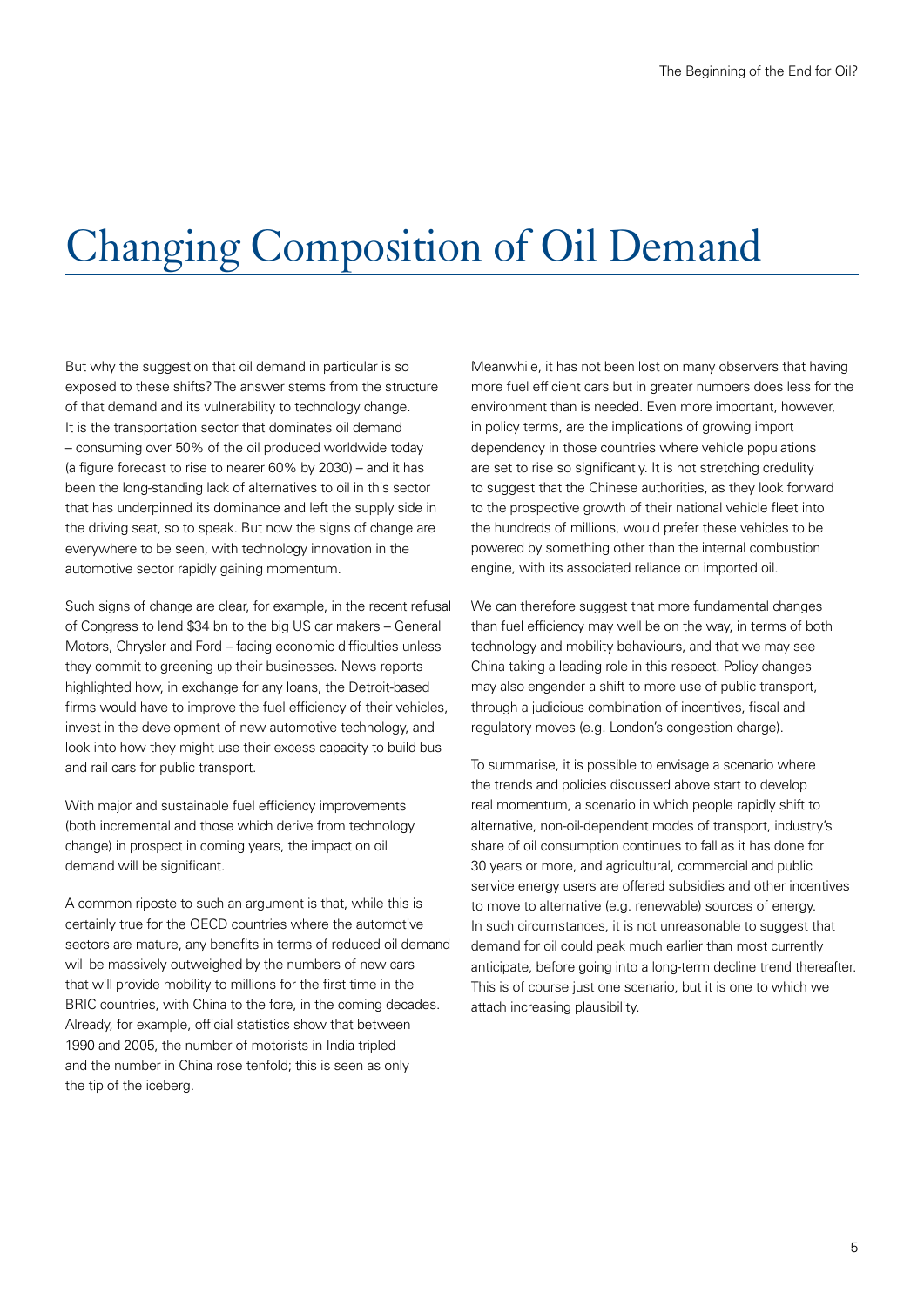# Changing Composition of Oil Demand

But why the suggestion that oil demand in particular is so exposed to these shifts? The answer stems from the structure of that demand and its vulnerability to technology change. It is the transportation sector that dominates oil demand – consuming over 50% of the oil produced worldwide today (a figure forecast to rise to nearer 60% by 2030) – and it has been the long-standing lack of alternatives to oil in this sector that has underpinned its dominance and left the supply side in the driving seat, so to speak. But now the signs of change are everywhere to be seen, with technology innovation in the automotive sector rapidly gaining momentum.

Such signs of change are clear, for example, in the recent refusal of Congress to lend $34 bn to the big US car makers – General Motors, Chrysler and Ford – facing economic difficulties unless they commit to greening up their businesses. News reports highlighted how, in exchange for any loans, the Detroit-based firms would have to improve the fuel efficiency of their vehicles, invest in the development of new automotive technology, and look into how they might use their excess capacity to build bus and rail cars for public transport.

With major and sustainable fuel efficiency improvements (both incremental and those which derive from technology change) in prospect in coming years, the impact on oil demand will be significant.

A common riposte to such an argument is that, while this is certainly true for the OECD countries where the automotive sectors are mature, any benefits in terms of reduced oil demand will be massively outweighed by the numbers of new cars that will provide mobility to millions for the first time in the BRIC countries, with China to the fore, in the coming decades. Already, for example, official statistics show that between 1990 and 2005, the number of motorists in India tripled and the number in China rose tenfold; this is seen as only the tip of the iceberg.

Meanwhile, it has not been lost on many observers that having more fuel efficient cars but in greater numbers does less for the environment than is needed. Even more important, however, in policy terms, are the implications of growing import dependency in those countries where vehicle populations are set to rise so significantly. It is not stretching credulity to suggest that the Chinese authorities, as they look forward to the prospective growth of their national vehicle fleet into the hundreds of millions, would prefer these vehicles to be powered by something other than the internal combustion engine, with its associated reliance on imported oil.

We can therefore suggest that more fundamental changes than fuel efficiency may well be on the way, in terms of both technology and mobility behaviours, and that we may see China taking a leading role in this respect. Policy changes may also engender a shift to more use of public transport, through a judicious combination of incentives, fiscal and regulatory moves (e.g. London's congestion charge).

To summarise, it is possible to envisage a scenario where the trends and policies discussed above start to develop real momentum, a scenario in which people rapidly shift to alternative, non-oil-dependent modes of transport, industry's share of oil consumption continues to fall as it has done for 30 years or more, and agricultural, commercial and public service energy users are offered subsidies and other incentives to move to alternative (e.g. renewable) sources of energy. In such circumstances, it is not unreasonable to suggest that demand for oil could peak much earlier than most currently anticipate, before going into a long-term decline trend thereafter. This is of course just one scenario, but it is one to which we attach increasing plausibility.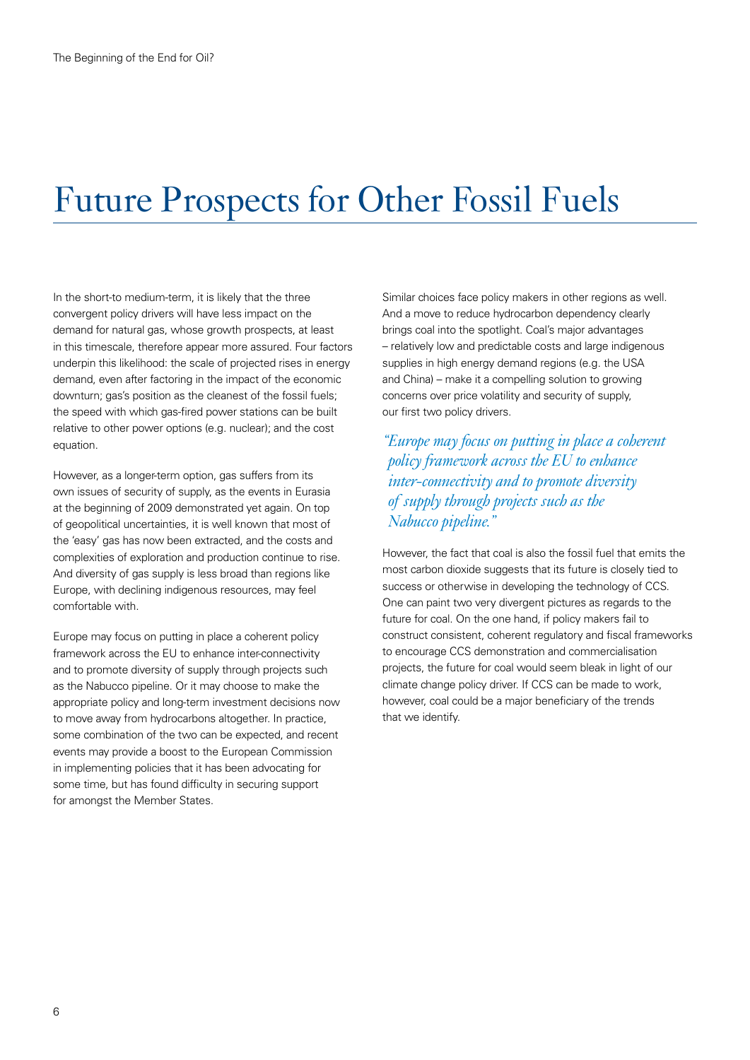# Future Prospects for Other Fossil Fuels

In the short-to medium-term, it is likely that the three convergent policy drivers will have less impact on the demand for natural gas, whose growth prospects, at least in this timescale, therefore appear more assured. Four factors underpin this likelihood: the scale of projected rises in energy demand, even after factoring in the impact of the economic downturn; gas's position as the cleanest of the fossil fuels; the speed with which gas-fired power stations can be built relative to other power options (e.g. nuclear); and the cost equation.

However, as a longer-term option, gas suffers from its own issues of security of supply, as the events in Eurasia at the beginning of 2009 demonstrated yet again. On top of geopolitical uncertainties, it is well known that most of the 'easy' gas has now been extracted, and the costs and complexities of exploration and production continue to rise. And diversity of gas supply is less broad than regions like Europe, with declining indigenous resources, may feel comfortable with.

Europe may focus on putting in place a coherent policy framework across the EU to enhance inter-connectivity and to promote diversity of supply through projects such as the Nabucco pipeline. Or it may choose to make the appropriate policy and long-term investment decisions now to move away from hydrocarbons altogether. In practice, some combination of the two can be expected, and recent events may provide a boost to the European Commission in implementing policies that it has been advocating for some time, but has found difficulty in securing support for amongst the Member States.

Similar choices face policy makers in other regions as well. And a move to reduce hydrocarbon dependency clearly brings coal into the spotlight. Coal's major advantages – relatively low and predictable costs and large indigenous supplies in high energy demand regions (e.g. the USA and China) – make it a compelling solution to growing concerns over price volatility and security of supply, our first two policy drivers.

*"Europe may focus on putting in place a coherent policy framework across the EU to enhance inter-connectivity and to promote diversity of supply through projects such as the Nabucco pipeline."*

However, the fact that coal is also the fossil fuel that emits the most carbon dioxide suggests that its future is closely tied to success or otherwise in developing the technology of CCS. One can paint two very divergent pictures as regards to the future for coal. On the one hand, if policy makers fail to construct consistent, coherent regulatory and fiscal frameworks to encourage CCS demonstration and commercialisation projects, the future for coal would seem bleak in light of our climate change policy driver. If CCS can be made to work, however, coal could be a major beneficiary of the trends that we identify.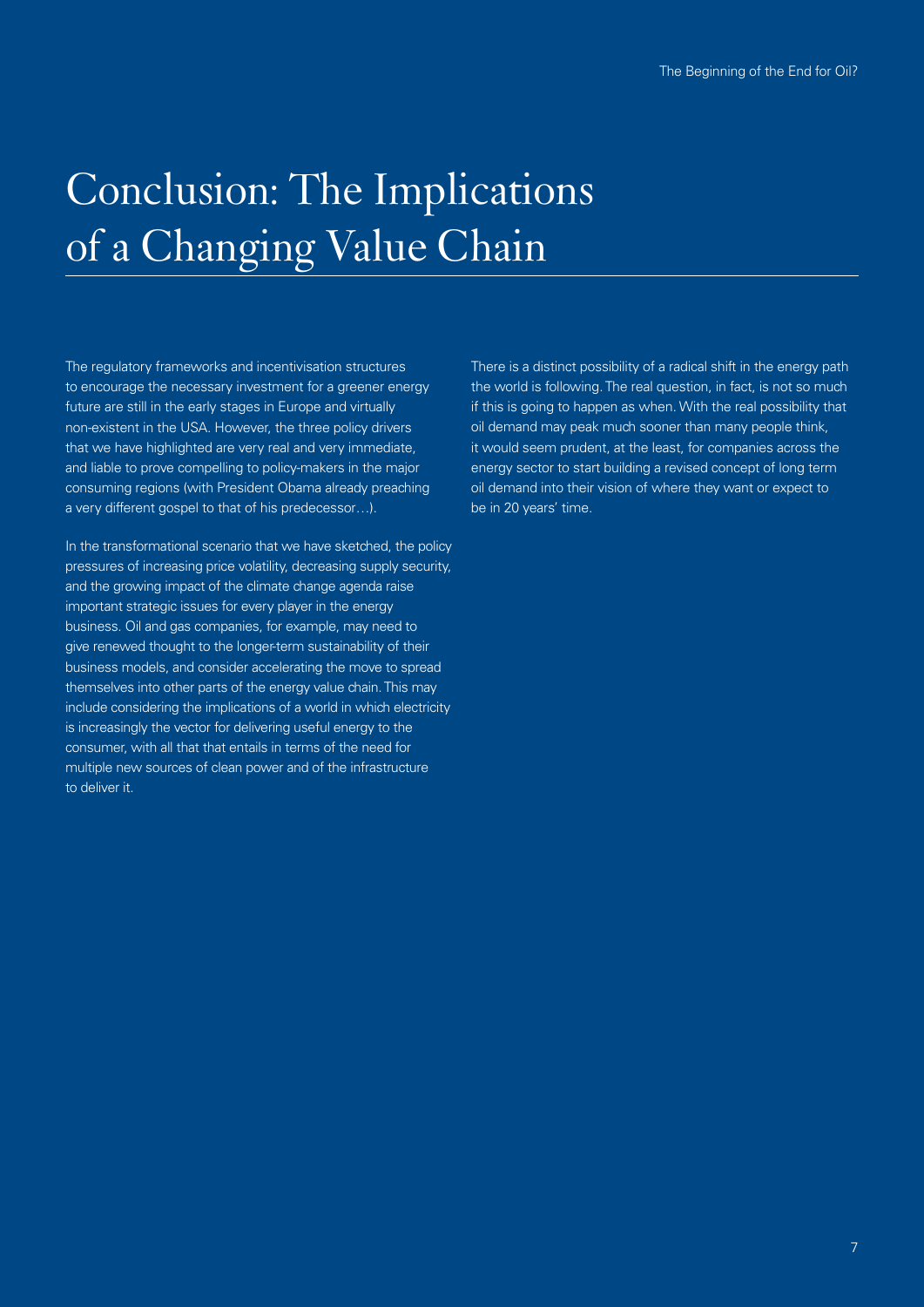# Conclusion: The Implications of a Changing Value Chain

The regulatory frameworks and incentivisation structures to encourage the necessary investment for a greener energy future are still in the early stages in Europe and virtually non-existent in the USA. However, the three policy drivers that we have highlighted are very real and very immediate, and liable to prove compelling to policy-makers in the major consuming regions (with President Obama already preaching a very different gospel to that of his predecessor…).

In the transformational scenario that we have sketched, the policy pressures of increasing price volatility, decreasing supply security, and the growing impact of the climate change agenda raise important strategic issues for every player in the energy business. Oil and gas companies, for example, may need to give renewed thought to the longer-term sustainability of their business models, and consider accelerating the move to spread themselves into other parts of the energy value chain. This may include considering the implications of a world in which electricity is increasingly the vector for delivering useful energy to the consumer, with all that that entails in terms of the need for multiple new sources of clean power and of the infrastructure to deliver it.

There is a distinct possibility of a radical shift in the energy path the world is following. The real question, in fact, is not so much if this is going to happen as when. With the real possibility that oil demand may peak much sooner than many people think, it would seem prudent, at the least, for companies across the energy sector to start building a revised concept of long term oil demand into their vision of where they want or expect to be in 20 years' time.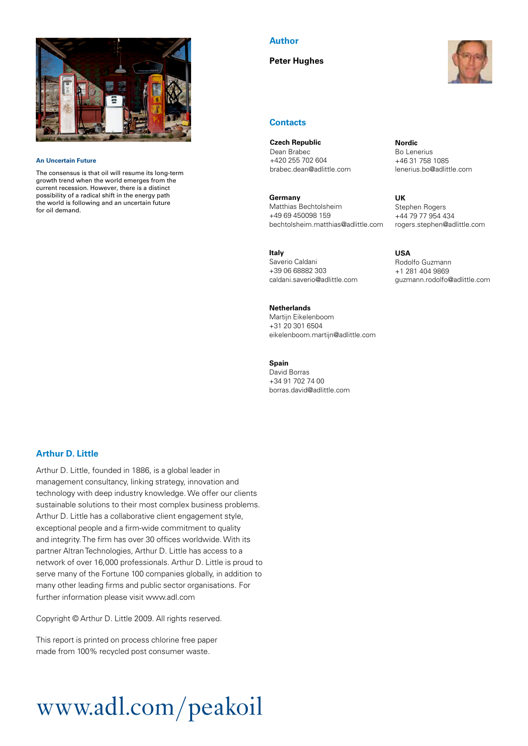**An Uncertain Future**

The consensus is that oil will resume its long-term growth trend when the world emerges from the current recession. However, there is a distinct possibility of a radical shift in the energy path the world is following and an uncertain future for oil demand.

## Author

**Peter Hughes**

## Contacts

**Czech Republic**
Dean Brabec
+420 255 702 604
brabec.dean@adlittle.com

**Germany**
Matthias Bechtolsheim
+49 69 450098 159
bechtolsheim.matthias@adlittle.com

**Italy**
Saverio Caldani
+39 06 68882 303
caldani.saverio@adlittle.com

**Netherlands**
Martijn Eikelenboom
+31 20 301 6504
eikelenboom.martijn@adlittle.com

**Spain**
David Borras
+34 91 702 74 00
borras.david@adlittle.com

**Nordic**
Bo Lenerius
+46 31 758 1085
lenerius.bo@adlittle.com

**UK**
Stephen Rogers
+44 79 77 954 434
rogers.stephen@adlittle.com

**USA**
Rodolfo Guzmann
+1 281 404 9869
guzmann.rodolfo@adlittle.com

## Arthur D. Little

Arthur D. Little, founded in 1886, is a global leader in management consultancy, linking strategy, innovation and technology with deep industry knowledge. We offer our clients sustainable solutions to their most complex business problems. Arthur D. Little has a collaborative client engagement style, exceptional people and a firm-wide commitment to quality and integrity. The firm has over 30 offices worldwide. With its partner Altran Technologies, Arthur D. Little has access to a network of over 16,000 professionals. Arthur D. Little is proud to serve many of the Fortune 100 companies globally, in addition to many other leading firms and public sector organisations. For further information please visit www.adl.com

Copyright © Arthur D. Little 2009. All rights reserved.

This report is printed on process chlorine free paper made from 100% recycled post consumer waste.

www.adl.com/peakoil